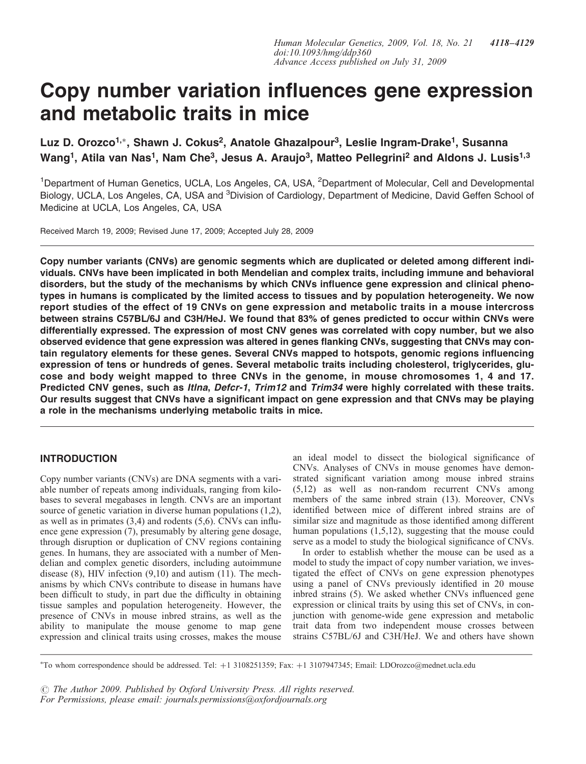// Human Molecular Genetics, 2009, Vol. 18, No. 21 4118–4129
// doi:10.1093/hmg/ddp360
// Advance Access published on July 31, 2009

# Copy number variation influences gene expression and metabolic traits in mice

**Luz D. Orozco[1,*], Shawn J. Cokus[2], Anatole Ghazalpour[3], Leslie Ingram-Drake[1], Susanna Wang[1], Atila van Nas[1], Nam Che[3], Jesus A. Araujo[3], Matteo Pellegrini[2] and Aldons J. Lusis[1,3]**

[1]Department of Human Genetics, UCLA, Los Angeles, CA, USA, [2]Department of Molecular, Cell and Developmental Biology, UCLA, Los Angeles, CA, USA and [3]Division of Cardiology, Department of Medicine, David Geffen School of Medicine at UCLA, Los Angeles, CA, USA

Received March 19, 2009; Revised June 17, 2009; Accepted July 28, 2009

**Copy number variants (CNVs) are genomic segments which are duplicated or deleted among different individuals. CNVs have been implicated in both Mendelian and complex traits, including immune and behavioral disorders, but the study of the mechanisms by which CNVs influence gene expression and clinical phenotypes in humans is complicated by the limited access to tissues and by population heterogeneity. We now report studies of the effect of 19 CNVs on gene expression and metabolic traits in a mouse intercross between strains C57BL/6J and C3H/HeJ. We found that 83% of genes predicted to occur within CNVs were differentially expressed. The expression of most CNV genes was correlated with copy number, but we also observed evidence that gene expression was altered in genes flanking CNVs, suggesting that CNVs may contain regulatory elements for these genes. Several CNVs mapped to hotspots, genomic regions influencing expression of tens or hundreds of genes. Several metabolic traits including cholesterol, triglycerides, glucose and body weight mapped to three CNVs in the genome, in mouse chromosomes 1, 4 and 17. Predicted CNV genes, such as *Itlna*, *Defcr-1*, *Trim12* and *Trim34* were highly correlated with these traits. Our results suggest that CNVs have a significant impact on gene expression and that CNVs may be playing a role in the mechanisms underlying metabolic traits in mice.**

## INTRODUCTION

Copy number variants (CNVs) are DNA segments with a variable number of repeats among individuals, ranging from kilobases to several megabases in length. CNVs are an important source of genetic variation in diverse human populations (1,2), as well as in primates (3,4) and rodents (5,6). CNVs can influence gene expression (7), presumably by altering gene dosage, through disruption or duplication of CNV regions containing genes. In humans, they are associated with a number of Mendelian and complex genetic disorders, including autoimmune disease (8), HIV infection (9,10) and autism (11). The mechanisms by which CNVs contribute to disease in humans have been difficult to study, in part due the difficulty in obtaining tissue samples and population heterogeneity. However, the presence of CNVs in mouse inbred strains, as well as the ability to manipulate the mouse genome to map gene expression and clinical traits using crosses, makes the mouse an ideal model to dissect the biological significance of CNVs. Analyses of CNVs in mouse genomes have demonstrated significant variation among mouse inbred strains (5,12) as well as non-random recurrent CNVs among members of the same inbred strain (13). Moreover, CNVs identified between mice of different inbred strains are of similar size and magnitude as those identified among different human populations (1,5,12), suggesting that the mouse could serve as a model to study the biological significance of CNVs.

In order to establish whether the mouse can be used as a model to study the impact of copy number variation, we investigated the effect of CNVs on gene expression phenotypes using a panel of CNVs previously identified in 20 mouse inbred strains (5). We asked whether CNVs influenced gene expression or clinical traits by using this set of CNVs, in conjunction with genome-wide gene expression and metabolic trait data from two independent mouse crosses between strains C57BL/6J and C3H/HeJ. We and others have shown

*To whom correspondence should be addressed. Tel: +1 3108251359; Fax: +1 3107947345; Email: LDOrozco@mednet.ucla.edu

© The Author 2009. Published by Oxford University Press. All rights reserved.
For Permissions, please email: journals.permissions@oxfordjournals.org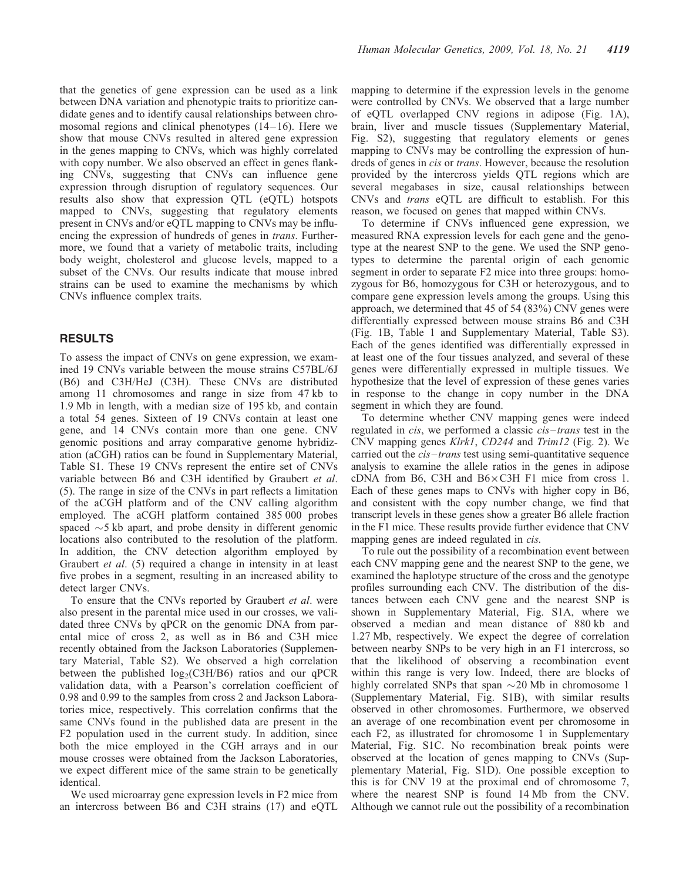that the genetics of gene expression can be used as a link between DNA variation and phenotypic traits to prioritize candidate genes and to identify causal relationships between chromosomal regions and clinical phenotypes (14–16). Here we show that mouse CNVs resulted in altered gene expression in the genes mapping to CNVs, which was highly correlated with copy number. We also observed an effect in genes flanking CNVs, suggesting that CNVs can influence gene expression through disruption of regulatory sequences. Our results also show that expression QTL (eQTL) hotspots mapped to CNVs, suggesting that regulatory elements present in CNVs and/or eQTL mapping to CNVs may be influencing the expression of hundreds of genes in *trans*. Furthermore, we found that a variety of metabolic traits, including body weight, cholesterol and glucose levels, mapped to a subset of the CNVs. Our results indicate that mouse inbred strains can be used to examine the mechanisms by which CNVs influence complex traits.

## RESULTS

To assess the impact of CNVs on gene expression, we examined 19 CNVs variable between the mouse strains C57BL/6J (B6) and C3H/HeJ (C3H). These CNVs are distributed among 11 chromosomes and range in size from 47 kb to 1.9 Mb in length, with a median size of 195 kb, and contain a total 54 genes. Sixteen of 19 CNVs contain at least one gene, and 14 CNVs contain more than one gene. CNV genomic positions and array comparative genome hybridization (aCGH) ratios can be found in Supplementary Material, Table S1. These 19 CNVs represent the entire set of CNVs variable between B6 and C3H identified by Graubert *et al*. (5). The range in size of the CNVs in part reflects a limitation of the aCGH platform and of the CNV calling algorithm employed. The aCGH platform contained 385 000 probes spaced ~5 kb apart, and probe density in different genomic locations also contributed to the resolution of the platform. In addition, the CNV detection algorithm employed by Graubert *et al*. (5) required a change in intensity in at least five probes in a segment, resulting in an increased ability to detect larger CNVs.

To ensure that the CNVs reported by Graubert *et al*. were also present in the parental mice used in our crosses, we validated three CNVs by qPCR on the genomic DNA from parental mice of cross 2, as well as in B6 and C3H mice recently obtained from the Jackson Laboratories (Supplementary Material, Table S2). We observed a high correlation between the published $\log_2$(C3H/B6) ratios and our qPCR validation data, with a Pearson's correlation coefficient of 0.98 and 0.99 to the samples from cross 2 and Jackson Laboratories mice, respectively. This correlation confirms that the same CNVs found in the published data are present in the F2 population used in the current study. In addition, since both the mice employed in the CGH arrays and in our mouse crosses were obtained from the Jackson Laboratories, we expect different mice of the same strain to be genetically identical.

We used microarray gene expression levels in F2 mice from an intercross between B6 and C3H strains (17) and eQTL mapping to determine if the expression levels in the genome were controlled by CNVs. We observed that a large number of eQTL overlapped CNV regions in adipose (Fig. 1A), brain, liver and muscle tissues (Supplementary Material, Fig. S2), suggesting that regulatory elements or genes mapping to CNVs may be controlling the expression of hundreds of genes in *cis* or *trans*. However, because the resolution provided by the intercross yields QTL regions which are several megabases in size, causal relationships between CNVs and *trans* eQTL are difficult to establish. For this reason, we focused on genes that mapped within CNVs.

To determine if CNVs influenced gene expression, we measured RNA expression levels for each gene and the genotype at the nearest SNP to the gene. We used the SNP genotypes to determine the parental origin of each genomic segment in order to separate F2 mice into three groups: homozygous for B6, homozygous for C3H or heterozygous, and to compare gene expression levels among the groups. Using this approach, we determined that 45 of 54 (83%) CNV genes were differentially expressed between mouse strains B6 and C3H (Fig. 1B, Table 1 and Supplementary Material, Table S3). Each of the genes identified was differentially expressed in at least one of the four tissues analyzed, and several of these genes were differentially expressed in multiple tissues. We hypothesize that the level of expression of these genes varies in response to the change in copy number in the DNA segment in which they are found.

To determine whether CNV mapping genes were indeed regulated in *cis*, we performed a classic *cis–trans* test in the CNV mapping genes *Klrk1*, *CD244* and *Trim12* (Fig. 2). We carried out the *cis–trans* test using semi-quantitative sequence analysis to examine the allele ratios in the genes in adipose cDNA from B6, C3H and B6×C3H F1 mice from cross 1. Each of these genes maps to CNVs with higher copy in B6, and consistent with the copy number change, we find that transcript levels in these genes show a greater B6 allele fraction in the F1 mice. These results provide further evidence that CNV mapping genes are indeed regulated in *cis*.

To rule out the possibility of a recombination event between each CNV mapping gene and the nearest SNP to the gene, we examined the haplotype structure of the cross and the genotype profiles surrounding each CNV. The distribution of the distances between each CNV gene and the nearest SNP is shown in Supplementary Material, Fig. S1A, where we observed a median and mean distance of 880 kb and 1.27 Mb, respectively. We expect the degree of correlation between nearby SNPs to be very high in an F1 intercross, so that the likelihood of observing a recombination event within this range is very low. Indeed, there are blocks of highly correlated SNPs that span ~20 Mb in chromosome 1 (Supplementary Material, Fig. S1B), with similar results observed in other chromosomes. Furthermore, we observed an average of one recombination event per chromosome in each F2, as illustrated for chromosome 1 in Supplementary Material, Fig. S1C. No recombination break points were observed at the location of genes mapping to CNVs (Supplementary Material, Fig. S1D). One possible exception to this is for CNV 19 at the proximal end of chromosome 7, where the nearest SNP is found 14 Mb from the CNV. Although we cannot rule out the possibility of a recombination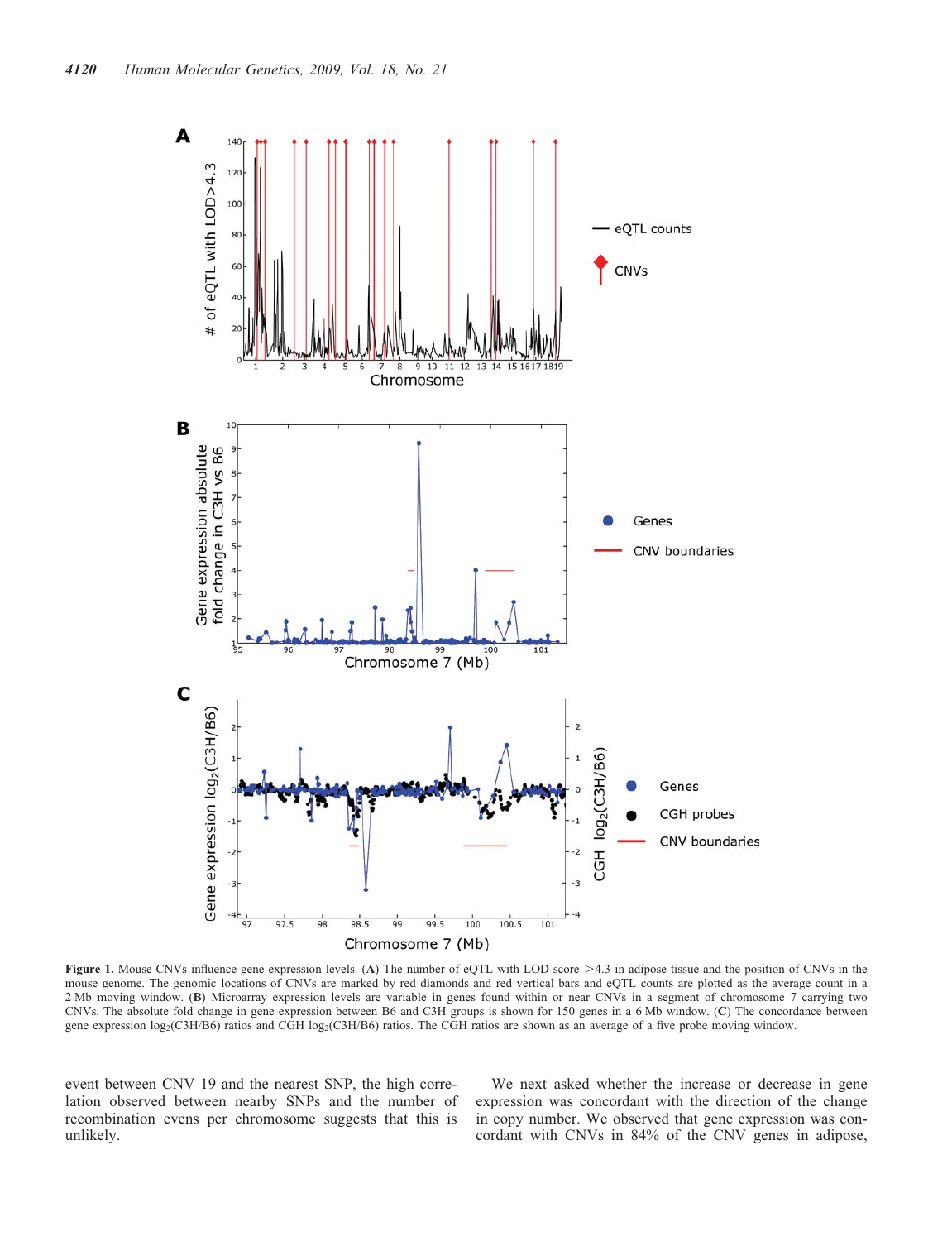**Figure 1.** Mouse CNVs influence gene expression levels. (**A**) The number of eQTL with LOD score >4.3 in adipose tissue and the position of CNVs in the mouse genome. The genomic locations of CNVs are marked by red diamonds and red vertical bars and eQTL counts are plotted as the average count in a 2 Mb moving window. (**B**) Microarray expression levels are variable in genes found within or near CNVs in a segment of chromosome 7 carrying two CNVs. The absolute fold change in gene expression between B6 and C3H groups is shown for 150 genes in a 6 Mb window. (**C**) The concordance between gene expression $log_2$(C3H/B6) ratios and CGH $log_2$(C3H/B6) ratios. The CGH ratios are shown as an average of a five probe moving window.

event between CNV 19 and the nearest SNP, the high correlation observed between nearby SNPs and the number of recombination evens per chromosome suggests that this is unlikely.

We next asked whether the increase or decrease in gene expression was concordant with the direction of the change in copy number. We observed that gene expression was concordant with CNVs in 84% of the CNV genes in adipose,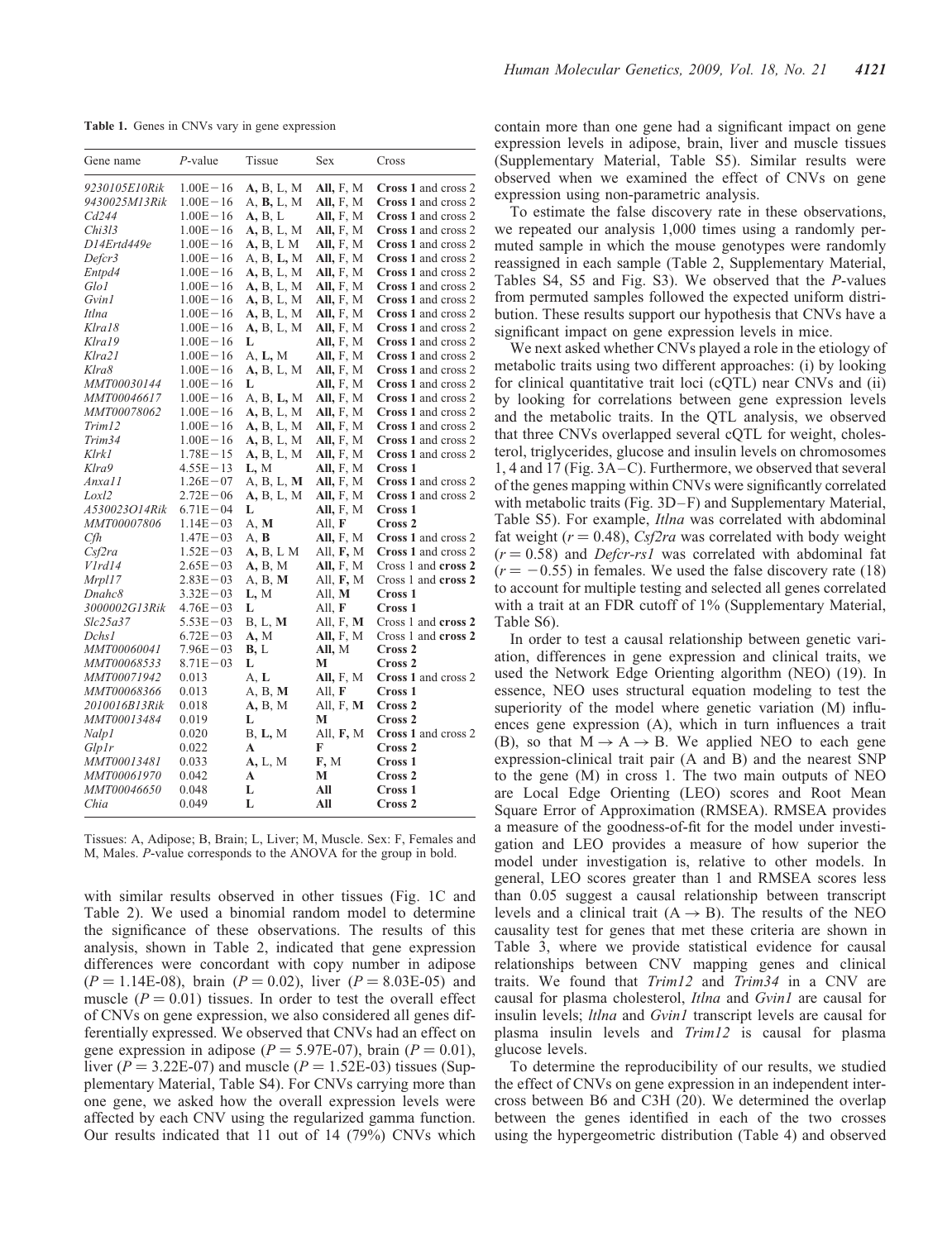**Table 1.** Genes in CNVs vary in gene expression

| Gene name | *P*-value | Tissue | Sex | Cross |
|---|---|---|---|---|
| *9230105E10Rik* | 1.00E−16 | **A**, B, L, M | **All**, F, M | **Cross 1** and cross 2 |
| *9430025M13Rik* | 1.00E−16 | A, **B**, L, M | **All**, F, M | **Cross 1** and cross 2 |
| *Cd244* | 1.00E−16 | **A**, B, L | **All**, F, M | **Cross 1** and cross 2 |
| *Chi3l3* | 1.00E−16 | **A**, B, L, M | **All**, F, M | **Cross 1** and cross 2 |
| *D14Ertd449e* | 1.00E−16 | **A**, B, L M | **All**, F, M | **Cross 1** and cross 2 |
| *Defcr3* | 1.00E−16 | A, B, **L**, M | **All**, F, M | **Cross 1** and cross 2 |
| *Entpd4* | 1.00E−16 | **A**, B, L, M | **All**, F, M | **Cross 1** and cross 2 |
| *Glo1* | 1.00E−16 | **A**, B, L, M | **All**, F, M | **Cross 1** and cross 2 |
| *Gvin1* | 1.00E−16 | **A**, B, L, M | **All**, F, M | **Cross 1** and cross 2 |
| *Itlna* | 1.00E−16 | **A**, B, L, M | **All**, F, M | **Cross 1** and cross 2 |
| *Klra18* | 1.00E−16 | **A**, B, L, M | **All**, F, M | **Cross 1** and cross 2 |
| *Klra19* | 1.00E−16 | **L** | **All**, F, M | **Cross 1** and cross 2 |
| *Klra21* | 1.00E−16 | A, **L** | **All**, F, M | **Cross 1** and cross 2 |
| *Klra8* | 1.00E−16 | **A**, B, L, M | **All**, F, M | **Cross 1** and cross 2 |
| *MMT00030144* | 1.00E−16 | **L** | **All**, F, M | **Cross 1** and cross 2 |
| *MMT00046617* | 1.00E−16 | A, B, **L**, M | **All**, F, M | **Cross 1** and cross 2 |
| *MMT00078062* | 1.00E−16 | **A**, B, L, M | **All**, F, M | **Cross 1** and cross 2 |
| *Trim12* | 1.00E−16 | **A**, B, L, M | **All**, F, M | **Cross 1** and cross 2 |
| *Trim34* | 1.00E−16 | **A**, B, L, M | **All**, F, M | **Cross 1** and cross 2 |
| *Klrk1* | 1.78E−15 | **A**, B, L, M | **All**, F, M | **Cross 1** and cross 2 |
| *Klra9* | 4.55E−13 | **L**, M | **All**, F, M | **Cross 1** |
| *Anxa11* | 1.26E−07 | A, B, L, **M** | **All**, F, M | **Cross 1** and cross 2 |
| *Loxl2* | 2.72E−06 | **A**, B, L, M | **All**, F, M | **Cross 1** and cross 2 |
| *A530023O14Rik* | 6.71E−04 | **L** | **All**, F, M | **Cross 1** |
| *MMT00007806* | 1.14E−03 | A, **M** | All, **F** | **Cross 2** |
| *Cfh* | 1.47E−03 | A, **B** | **All**, F, M | **Cross 1** and cross 2 |
| *Csf2ra* | 1.52E−03 | **A**, B, L M | All, **F**, M | **Cross 1** and cross 2 |
| *V1rd14* | 2.65E−03 | **A**, B, M | **All**, F, M | Cross 1 and **cross 2** |
| *Mrpl17* | 2.83E−03 | A, B, **M** | All, **F**, M | Cross 1 and **cross 2** |
| *Dnahc8* | 3.32E−03 | **L**, M | All, **M** | **Cross 1** |
| *3000002G13Rik* | 4.76E−03 | **L** | All, **F** | **Cross 1** |
| *Slc25a37* | 5.53E−03 | B, L, **M** | All, F, **M** | Cross 1 and **cross 2** |
| *Dchs1* | 6.72E−03 | **A**, M | **All**, F, M | Cross 1 and **cross 2** |
| *MMT00060041* | 7.96E−03 | **B**, L | **All**, M | **Cross 2** |
| *MMT00068533* | 8.71E−03 | **L** | **M** | **Cross 2** |
| *MMT00071942* | 0.013 | A, **L** | **All**, F, M | **Cross 1** and cross 2 |
| *MMT00068366* | 0.013 | A, B, **M** | All, **F** | **Cross 1** |
| *2010016B13Rik* | 0.018 | **A**, B, M | All, F, **M** | **Cross 2** |
| *MMT00013484* | 0.019 | **L** | **M** | **Cross 2** |
| *Nalp1* | 0.020 | B, **L**, M | All, **F**, M | **Cross 1** and cross 2 |
| *Glp1r* | 0.022 | **A** | **F** | **Cross 2** |
| *MMT00013481* | 0.033 | **A**, L, M | **F**, M | **Cross 1** |
| *MMT00061970* | 0.042 | **A** | **M** | **Cross 2** |
| *MMT00046650* | 0.048 | **L** | **All** | **Cross 1** |
| *Chia* | 0.049 | **L** | **All** | **Cross 2** |

Tissues: A, Adipose; B, Brain; L, Liver; M, Muscle. Sex: F, Females and M, Males. *P*-value corresponds to the ANOVA for the group in bold.

with similar results observed in other tissues (Fig. 1C and Table 2). We used a binomial random model to determine the significance of these observations. The results of this analysis, shown in Table 2, indicated that gene expression differences were concordant with copy number in adipose ($P = 1.14\text{E-}08$), brain ($P = 0.02$), liver ($P = 8.03\text{E-}05$) and muscle ($P = 0.01$) tissues. In order to test the overall effect of CNVs on gene expression, we also considered all genes differentially expressed. We observed that CNVs had an effect on gene expression in adipose ($P = 5.97\text{E-}07$), brain ($P = 0.01$), liver ($P = 3.22\text{E-}07$) and muscle ($P = 1.52\text{E-}03$) tissues (Supplementary Material, Table S4). For CNVs carrying more than one gene, we asked how the overall expression levels were affected by each CNV using the regularized gamma function. Our results indicated that 11 out of 14 (79%) CNVs which contain more than one gene had a significant impact on gene expression levels in adipose, brain, liver and muscle tissues (Supplementary Material, Table S5). Similar results were observed when we examined the effect of CNVs on gene expression using non-parametric analysis.

To estimate the false discovery rate in these observations, we repeated our analysis 1,000 times using a randomly permuted sample in which the mouse genotypes were randomly reassigned in each sample (Table 2, Supplementary Material, Tables S4, S5 and Fig. S3). We observed that the *P*-values from permuted samples followed the expected uniform distribution. These results support our hypothesis that CNVs have a significant impact on gene expression levels in mice.

We next asked whether CNVs played a role in the etiology of metabolic traits using two different approaches: (i) by looking for clinical quantitative trait loci (cQTL) near CNVs and (ii) by looking for correlations between gene expression levels and the metabolic traits. In the QTL analysis, we observed that three CNVs overlapped several cQTL for weight, cholesterol, triglycerides, glucose and insulin levels on chromosomes 1, 4 and 17 (Fig. 3A–C). Furthermore, we observed that several of the genes mapping within CNVs were significantly correlated with metabolic traits (Fig. 3D–F) and Supplementary Material, Table S5). For example, *Itlna* was correlated with abdominal fat weight ($r = 0.48$), *Csf2ra* was correlated with body weight ($r = 0.58$) and *Defcr-rs1* was correlated with abdominal fat ($r = -0.55$) in females. We used the false discovery rate (18) to account for multiple testing and selected all genes correlated with a trait at an FDR cutoff of 1% (Supplementary Material, Table S6).

In order to test a causal relationship between genetic variation, differences in gene expression and clinical traits, we used the Network Edge Orienting algorithm (NEO) (19). In essence, NEO uses structural equation modeling to test the superiority of the model where genetic variation (M) influences gene expression (A), which in turn influences a trait (B), so that $M \rightarrow A \rightarrow B$. We applied NEO to each gene expression-clinical trait pair (A and B) and the nearest SNP to the gene (M) in cross 1. The two main outputs of NEO are Local Edge Orienting (LEO) scores and Root Mean Square Error of Approximation (RMSEA). RMSEA provides a measure of the goodness-of-fit for the model under investigation and LEO provides a measure of how superior the model under investigation is, relative to other models. In general, LEO scores greater than 1 and RMSEA scores less than 0.05 suggest a causal relationship between transcript levels and a clinical trait ($A \rightarrow B$). The results of the NEO causality test for genes that met these criteria are shown in Table 3, where we provide statistical evidence for causal relationships between CNV mapping genes and clinical traits. We found that *Trim12* and *Trim34* in a CNV are causal for plasma cholesterol, *Itlna* and *Gvin1* are causal for insulin levels; *Itlna* and *Gvin1* transcript levels are causal for plasma insulin levels and *Trim12* is causal for plasma glucose levels.

To determine the reproducibility of our results, we studied the effect of CNVs on gene expression in an independent intercross between B6 and C3H (20). We determined the overlap between the genes identified in each of the two crosses using the hypergeometric distribution (Table 4) and observed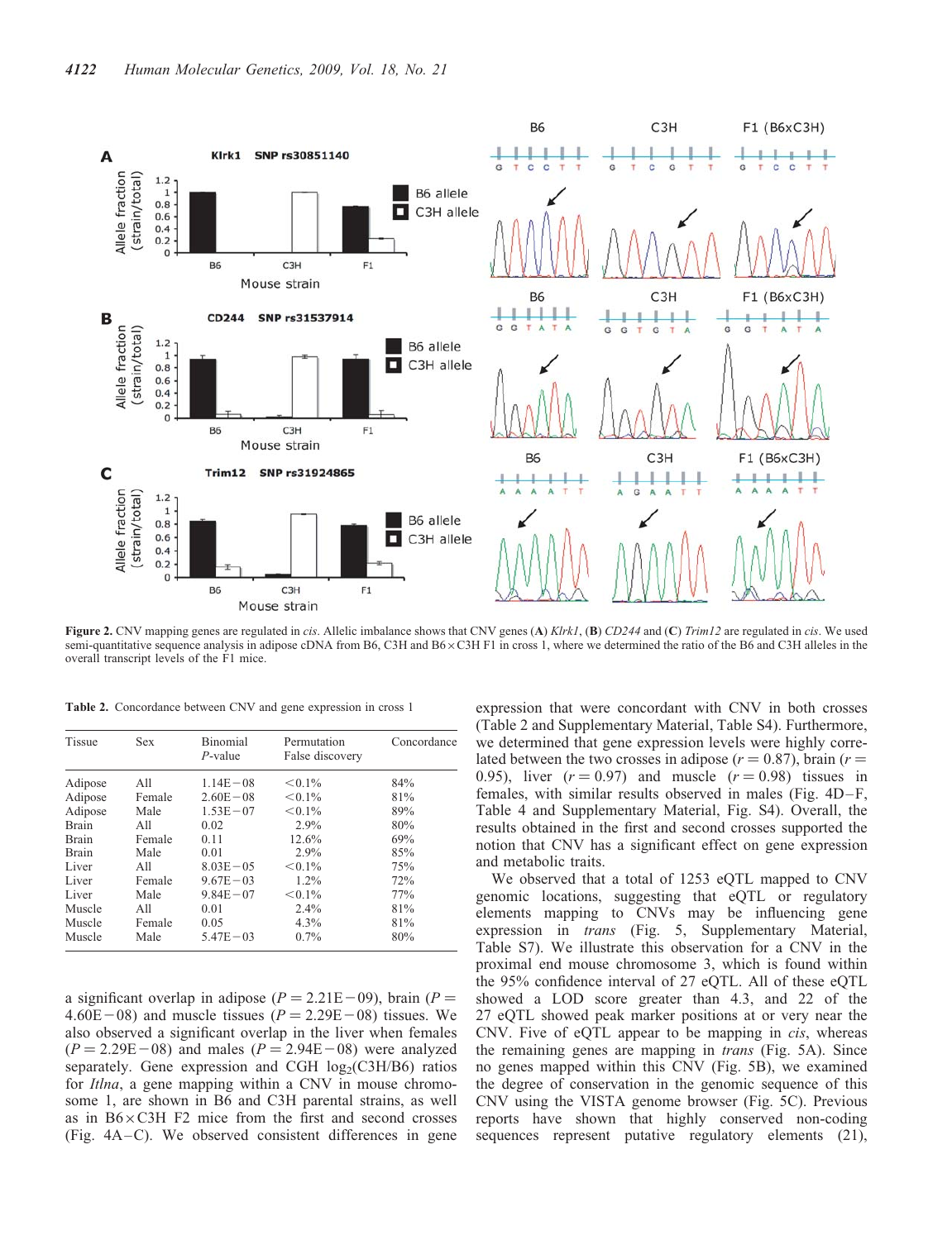**Figure 2.** CNV mapping genes are regulated in *cis*. Allelic imbalance shows that CNV genes (**A**) *Klrk1*, (**B**) *CD244* and (**C**) *Trim12* are regulated in *cis*. We used semi-quantitative sequence analysis in adipose cDNA from B6, C3H and B6 × C3H F1 in cross 1, where we determined the ratio of the B6 and C3H alleles in the overall transcript levels of the F1 mice.

**Table 2.** Concordance between CNV and gene expression in cross 1

| Tissue | Sex | Binomial *P*-value | Permutation False discovery | Concordance |
|---|---|---|---|---|
| Adipose | All | 1.14E−08 | <0.1% | 84% |
| Adipose | Female | 2.60E−08 | <0.1% | 81% |
| Adipose | Male | 1.53E−07 | <0.1% | 89% |
| Brain | All | 0.02 | 2.9% | 80% |
| Brain | Female | 0.11 | 12.6% | 69% |
| Brain | Male | 0.01 | 2.9% | 85% |
| Liver | All | 8.03E−05 | <0.1% | 75% |
| Liver | Female | 9.67E−03 | 1.2% | 72% |
| Liver | Male | 9.84E−07 | <0.1% | 77% |
| Muscle | All | 0.01 | 2.4% | 81% |
| Muscle | Female | 0.05 | 4.3% | 81% |
| Muscle | Male | 5.47E−03 | 0.7% | 80% |

a significant overlap in adipose ($P = 2.21E-09$), brain ($P = 4.60E-08$) and muscle tissues ($P = 2.29E-08$) tissues. We also observed a significant overlap in the liver when females ($P = 2.29E-08$) and males ($P = 2.94E-08$) were analyzed separately. Gene expression and CGH $\log_2$(C3H/B6) ratios for *Itlna*, a gene mapping within a CNV in mouse chromosome 1, are shown in B6 and C3H parental strains, as well as in B6 × C3H F2 mice from the first and second crosses (Fig. 4A–C). We observed consistent differences in gene expression that were concordant with CNV in both crosses (Table 2 and Supplementary Material, Table S4). Furthermore, we determined that gene expression levels were highly correlated between the two crosses in adipose ($r = 0.87$), brain ($r = 0.95$), liver ($r = 0.97$) and muscle ($r = 0.98$) tissues in females, with similar results observed in males (Fig. 4D–F, Table 4 and Supplementary Material, Fig. S4). Overall, the results obtained in the first and second crosses supported the notion that CNV has a significant effect on gene expression and metabolic traits.

We observed that a total of 1253 eQTL mapped to CNV genomic locations, suggesting that eQTL or regulatory elements mapping to CNVs may be influencing gene expression in *trans* (Fig. 5, Supplementary Material, Table S7). We illustrate this observation for a CNV in the proximal end mouse chromosome 3, which is found within the 95% confidence interval of 27 eQTL. All of these eQTL showed a LOD score greater than 4.3, and 22 of the 27 eQTL showed peak marker positions at or very near the CNV. Five of eQTL appear to be mapping in *cis*, whereas the remaining genes are mapping in *trans* (Fig. 5A). Since no genes mapped within this CNV (Fig. 5B), we examined the degree of conservation in the genomic sequence of this CNV using the VISTA genome browser (Fig. 5C). Previous reports have shown that highly conserved non-coding sequences represent putative regulatory elements (21),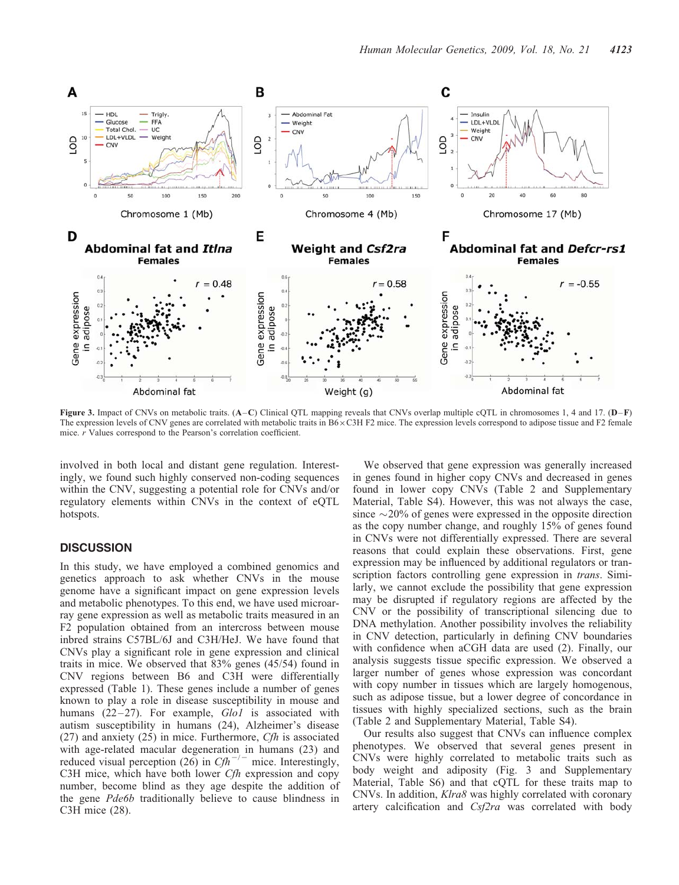Figure 3. Impact of CNVs on metabolic traits. (**A**–**C**) Clinical QTL mapping reveals that CNVs overlap multiple cQTL in chromosomes 1, 4 and 17. (**D**–**F**) The expression levels of CNV genes are correlated with metabolic traits in B6 × C3H F2 mice. The expression levels correspond to adipose tissue and F2 female mice. *r* Values correspond to the Pearson's correlation coefficient.

involved in both local and distant gene regulation. Interestingly, we found such highly conserved non-coding sequences within the CNV, suggesting a potential role for CNVs and/or regulatory elements within CNVs in the context of eQTL hotspots.

## DISCUSSION

In this study, we have employed a combined genomics and genetics approach to ask whether CNVs in the mouse genome have a significant impact on gene expression levels and metabolic phenotypes. To this end, we have used microarray gene expression as well as metabolic traits measured in an F2 population obtained from an intercross between mouse inbred strains C57BL/6J and C3H/HeJ. We have found that CNVs play a significant role in gene expression and clinical traits in mice. We observed that 83% genes (45/54) found in CNV regions between B6 and C3H were differentially expressed (Table 1). These genes include a number of genes known to play a role in disease susceptibility in mouse and humans (22–27). For example, *Glo1* is associated with autism susceptibility in humans (24), Alzheimer's disease (27) and anxiety (25) in mice. Furthermore, *Cfh* is associated with age-related macular degeneration in humans (23) and reduced visual perception (26) in $Cfh^{-/-}$ mice. Interestingly, C3H mice, which have both lower *Cfh* expression and copy number, become blind as they age despite the addition of the gene *Pde6b* traditionally believe to cause blindness in C3H mice (28).

We observed that gene expression was generally increased in genes found in higher copy CNVs and decreased in genes found in lower copy CNVs (Table 2 and Supplementary Material, Table S4). However, this was not always the case, since ~20% of genes were expressed in the opposite direction as the copy number change, and roughly 15% of genes found in CNVs were not differentially expressed. There are several reasons that could explain these observations. First, gene expression may be influenced by additional regulators or transcription factors controlling gene expression in *trans*. Similarly, we cannot exclude the possibility that gene expression may be disrupted if regulatory regions are affected by the CNV or the possibility of transcriptional silencing due to DNA methylation. Another possibility involves the reliability in CNV detection, particularly in defining CNV boundaries with confidence when aCGH data are used (2). Finally, our analysis suggests tissue specific expression. We observed a larger number of genes whose expression was concordant with copy number in tissues which are largely homogenous, such as adipose tissue, but a lower degree of concordance in tissues with highly specialized sections, such as the brain (Table 2 and Supplementary Material, Table S4).

Our results also suggest that CNVs can influence complex phenotypes. We observed that several genes present in CNVs were highly correlated to metabolic traits such as body weight and adiposity (Fig. 3 and Supplementary Material, Table S6) and that cQTL for these traits map to CNVs. In addition, *Klra8* was highly correlated with coronary artery calcification and *Csf2ra* was correlated with body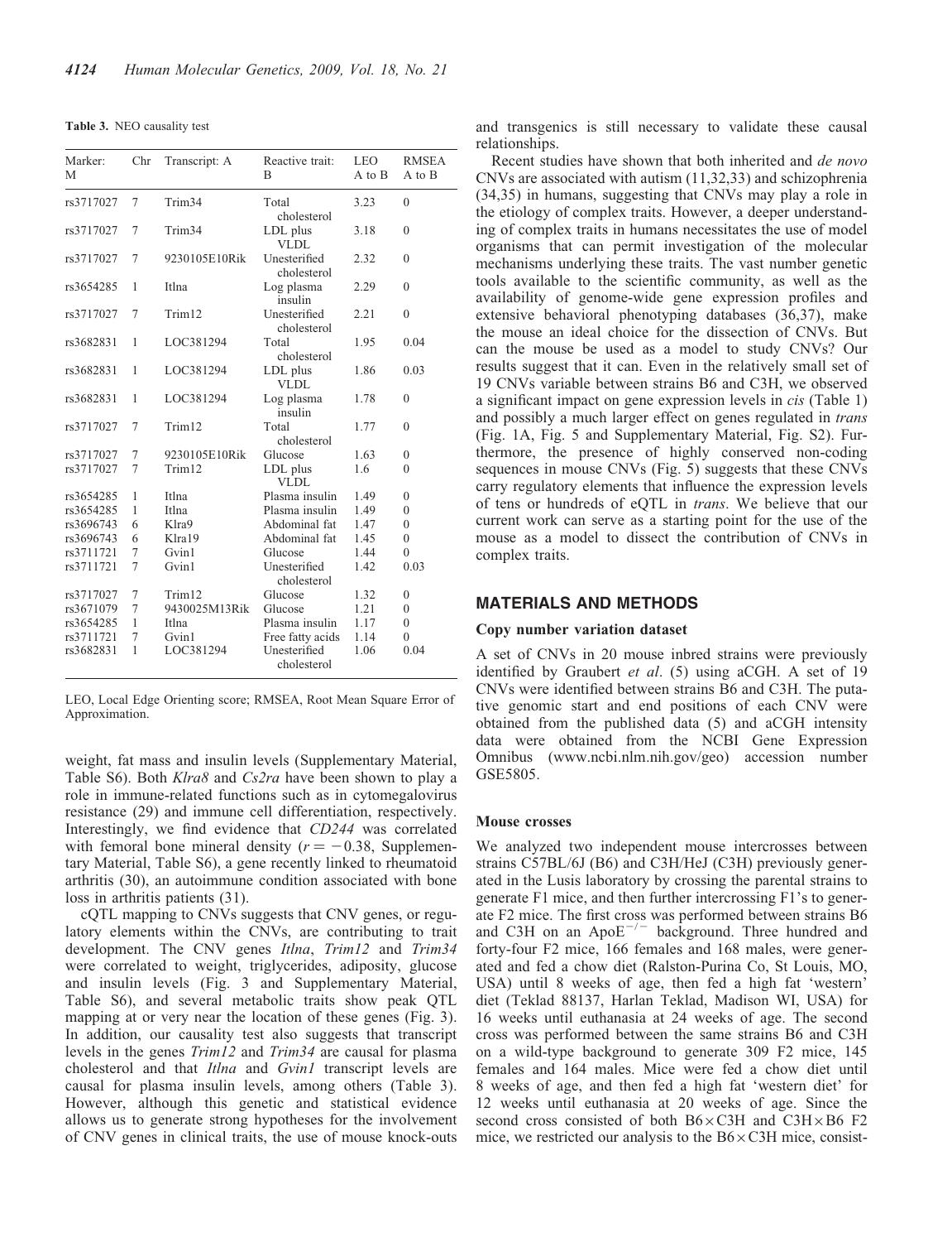**Table 3.** NEO causality test

| Marker: M | Chr | Transcript: A | Reactive trait: B | LEO A to B | RMSEA A to B |
|---|---|---|---|---|---|
| rs3717027 | 7 | Trim34 | Total cholesterol | 3.23 | 0 |
| rs3717027 | 7 | Trim34 | LDL plus VLDL | 3.18 | 0 |
| rs3717027 | 7 | 9230105E10Rik | Unesterified cholesterol | 2.32 | 0 |
| rs3654285 | 1 | Itlna | Log plasma insulin | 2.29 | 0 |
| rs3717027 | 7 | Trim12 | Unesterified cholesterol | 2.21 | 0 |
| rs3682831 | 1 | LOC381294 | Total cholesterol | 1.95 | 0.04 |
| rs3682831 | 1 | LOC381294 | LDL plus VLDL | 1.86 | 0.03 |
| rs3682831 | 1 | LOC381294 | Log plasma insulin | 1.78 | 0 |
| rs3717027 | 7 | Trim12 | Total cholesterol | 1.77 | 0 |
| rs3717027 | 7 | 9230105E10Rik | Glucose | 1.63 | 0 |
| rs3717027 | 7 | Trim12 | LDL plus VLDL | 1.6 | 0 |
| rs3654285 | 1 | Itlna | Plasma insulin | 1.49 | 0 |
| rs3654285 | 1 | Itlna | Plasma insulin | 1.49 | 0 |
| rs3696743 | 6 | Klra9 | Abdominal fat | 1.47 | 0 |
| rs3696743 | 6 | Klra19 | Abdominal fat | 1.45 | 0 |
| rs3711721 | 7 | Gvin1 | Glucose | 1.44 | 0 |
| rs3711721 | 7 | Gvin1 | Unesterified cholesterol | 1.42 | 0.03 |
| rs3717027 | 7 | Trim12 | Glucose | 1.32 | 0 |
| rs3671079 | 7 | 9430025M13Rik | Glucose | 1.21 | 0 |
| rs3654285 | 1 | Itlna | Plasma insulin | 1.17 | 0 |
| rs3711721 | 7 | Gvin1 | Free fatty acids | 1.14 | 0 |
| rs3682831 | 1 | LOC381294 | Unesterified cholesterol | 1.06 | 0.04 |

LEO, Local Edge Orienting score; RMSEA, Root Mean Square Error of Approximation.

weight, fat mass and insulin levels (Supplementary Material, Table S6). Both *Klra8* and *Cs2ra* have been shown to play a role in immune-related functions such as in cytomegalovirus resistance (29) and immune cell differentiation, respectively. Interestingly, we find evidence that *CD244* was correlated with femoral bone mineral density ($r = -0.38$, Supplementary Material, Table S6), a gene recently linked to rheumatoid arthritis (30), an autoimmune condition associated with bone loss in arthritis patients (31).

cQTL mapping to CNVs suggests that CNV genes, or regulatory elements within the CNVs, are contributing to trait development. The CNV genes *Itlna*, *Trim12* and *Trim34* were correlated to weight, triglycerides, adiposity, glucose and insulin levels (Fig. 3 and Supplementary Material, Table S6), and several metabolic traits show peak QTL mapping at or very near the location of these genes (Fig. 3). In addition, our causality test also suggests that transcript levels in the genes *Trim12* and *Trim34* are causal for plasma cholesterol and that *Itlna* and *Gvin1* transcript levels are causal for plasma insulin levels, among others (Table 3). However, although this genetic and statistical evidence allows us to generate strong hypotheses for the involvement of CNV genes in clinical traits, the use of mouse knock-outs and transgenics is still necessary to validate these causal relationships.

Recent studies have shown that both inherited and *de novo* CNVs are associated with autism (11,32,33) and schizophrenia (34,35) in humans, suggesting that CNVs may play a role in the etiology of complex traits. However, a deeper understanding of complex traits in humans necessitates the use of model organisms that can permit investigation of the molecular mechanisms underlying these traits. The vast number genetic tools available to the scientific community, as well as the availability of genome-wide gene expression profiles and extensive behavioral phenotyping databases (36,37), make the mouse an ideal choice for the dissection of CNVs. But can the mouse be used as a model to study CNVs? Our results suggest that it can. Even in the relatively small set of 19 CNVs variable between strains B6 and C3H, we observed a significant impact on gene expression levels in *cis* (Table 1) and possibly a much larger effect on genes regulated in *trans* (Fig. 1A, Fig. 5 and Supplementary Material, Fig. S2). Furthermore, the presence of highly conserved non-coding sequences in mouse CNVs (Fig. 5) suggests that these CNVs carry regulatory elements that influence the expression levels of tens or hundreds of eQTL in *trans*. We believe that our current work can serve as a starting point for the use of the mouse as a model to dissect the contribution of CNVs in complex traits.

## MATERIALS AND METHODS

### Copy number variation dataset

A set of CNVs in 20 mouse inbred strains were previously identified by Graubert *et al*. (5) using aCGH. A set of 19 CNVs were identified between strains B6 and C3H. The putative genomic start and end positions of each CNV were obtained from the published data (5) and aCGH intensity data were obtained from the NCBI Gene Expression Omnibus (www.ncbi.nlm.nih.gov/geo) accession number GSE5805.

### Mouse crosses

We analyzed two independent mouse intercrosses between strains C57BL/6J (B6) and C3H/HeJ (C3H) previously generated in the Lusis laboratory by crossing the parental strains to generate F1 mice, and then further intercrossing F1's to generate F2 mice. The first cross was performed between strains B6 and C3H on an ApoE$^{-/-}$ background. Three hundred and forty-four F2 mice, 166 females and 168 males, were generated and fed a chow diet (Ralston-Purina Co, St Louis, MO, USA) until 8 weeks of age, then fed a high fat 'western' diet (Teklad 88137, Harlan Teklad, Madison WI, USA) for 16 weeks until euthanasia at 24 weeks of age. The second cross was performed between the same strains B6 and C3H on a wild-type background to generate 309 F2 mice, 145 females and 164 males. Mice were fed a chow diet until 8 weeks of age, and then fed a high fat 'western diet' for 12 weeks until euthanasia at 20 weeks of age. Since the second cross consisted of both B6×C3H and C3H×B6 F2 mice, we restricted our analysis to the B6×C3H mice, consist-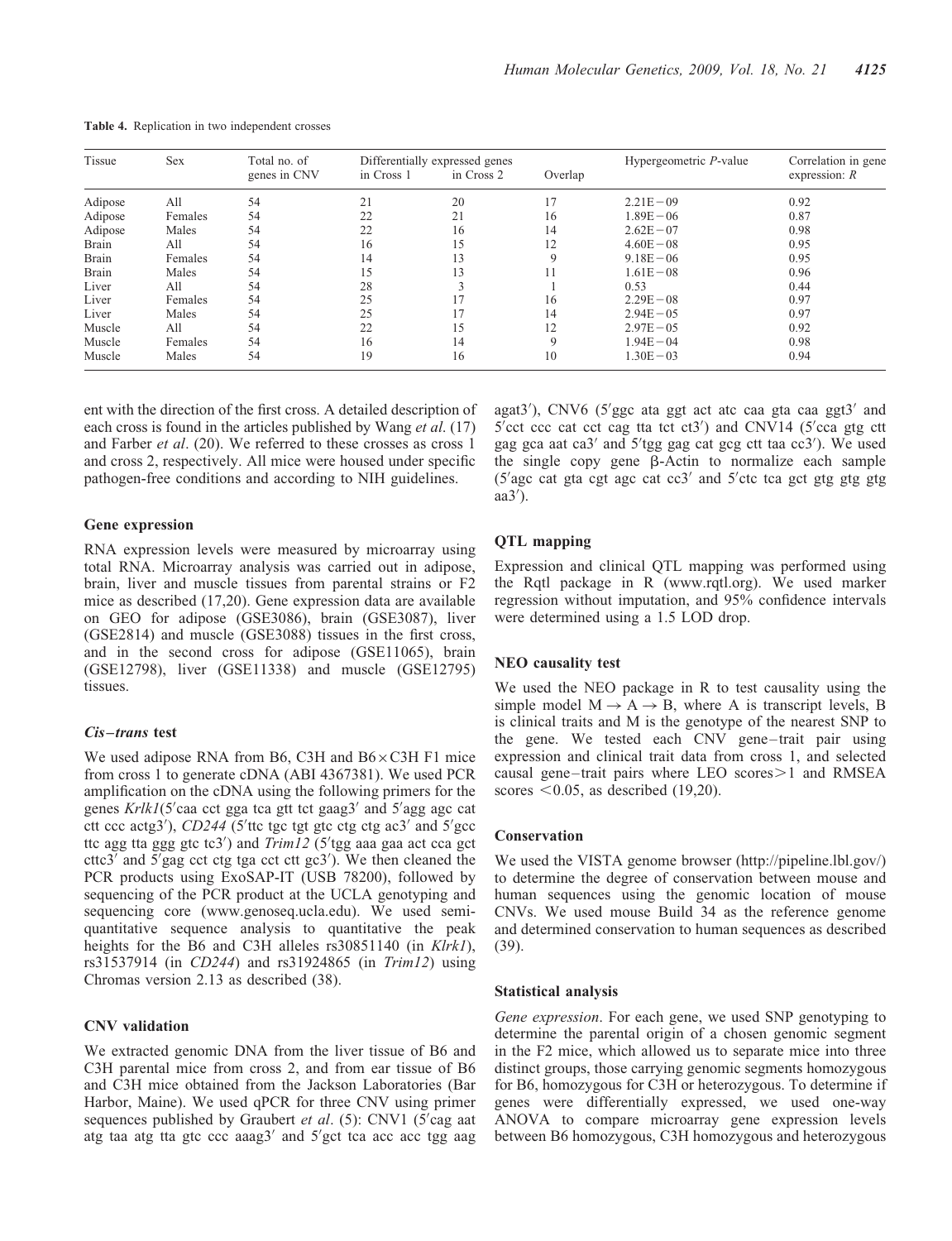**Table 4.** Replication in two independent crosses

| Tissue | Sex | Total no. of genes in CNV | Differentially expressed genes in Cross 1 | in Cross 2 | Overlap | Hypergeometric *P*-value | Correlation in gene expression: *R* |
|---|---|---|---|---|---|---|---|
| Adipose | All | 54 | 21 | 20 | 17 | 2.21E−09 | 0.92 |
| Adipose | Females | 54 | 22 | 21 | 16 | 1.89E−06 | 0.87 |
| Adipose | Males | 54 | 22 | 16 | 14 | 2.62E−07 | 0.98 |
| Brain | All | 54 | 16 | 15 | 12 | 4.60E−08 | 0.95 |
| Brain | Females | 54 | 14 | 13 | 9 | 9.18E−06 | 0.95 |
| Brain | Males | 54 | 15 | 13 | 11 | 1.61E−08 | 0.96 |
| Liver | All | 54 | 28 | 3 | 1 | 0.53 | 0.44 |
| Liver | Females | 54 | 25 | 17 | 16 | 2.29E−08 | 0.97 |
| Liver | Males | 54 | 25 | 17 | 14 | 2.94E−05 | 0.97 |
| Muscle | All | 54 | 22 | 15 | 12 | 2.97E−05 | 0.92 |
| Muscle | Females | 54 | 16 | 14 | 9 | 1.94E−04 | 0.98 |
| Muscle | Males | 54 | 19 | 16 | 10 | 1.30E−03 | 0.94 |

ent with the direction of the first cross. A detailed description of each cross is found in the articles published by Wang *et al*. (17) and Farber *et al*. (20). We referred to these crosses as cross 1 and cross 2, respectively. All mice were housed under specific pathogen-free conditions and according to NIH guidelines.

### Gene expression

RNA expression levels were measured by microarray using total RNA. Microarray analysis was carried out in adipose, brain, liver and muscle tissues from parental strains or F2 mice as described (17,20). Gene expression data are available on GEO for adipose (GSE3086), brain (GSE3087), liver (GSE2814) and muscle (GSE3088) tissues in the first cross, and in the second cross for adipose (GSE11065), brain (GSE12798), liver (GSE11338) and muscle (GSE12795) tissues.

### *Cis–trans* test

We used adipose RNA from B6, C3H and B6×C3H F1 mice from cross 1 to generate cDNA (ABI 4367381). We used PCR amplification on the cDNA using the following primers for the genes *Krlk1*(5′caa cct gga tca gtt tct gaag3′ and 5′agg agc cat ctt ccc actg3′), *CD244* (5′ttc tgc tgt gtc ctg ctg ac3′ and 5′gcc ttc agg tta ggg gtc tc3′) and *Trim12* (5′tgg aaa gaa act cca gct cttc3′ and 5′gag cct ctg tga cct ctt gc3′). We then cleaned the PCR products using ExoSAP-IT (USB 78200), followed by sequencing of the PCR product at the UCLA genotyping and sequencing core (www.genoseq.ucla.edu). We used semi-quantitative sequence analysis to quantitative the peak heights for the B6 and C3H alleles rs30851140 (in *Klrk1*), rs31537914 (in *CD244*) and rs31924865 (in *Trim12*) using Chromas version 2.13 as described (38).

### CNV validation

We extracted genomic DNA from the liver tissue of B6 and C3H parental mice from cross 2, and from ear tissue of B6 and C3H mice obtained from the Jackson Laboratories (Bar Harbor, Maine). We used qPCR for three CNV using primer sequences published by Graubert *et al*. (5): CNV1 (5′cag aat atg taa atg tta gtc ccc aaag3′ and 5′gct tca acc acc tgg aag agat3′), CNV6 (5′ggc ata ggt act atc caa gta caa ggt3′ and 5′cct ccc cat cct cag tta tct ct3′) and CNV14 (5′cca gtg ctt gag gca aat ca3′ and 5′tgg gag cat gcg ctt taa cc3′). We used the single copy gene β-Actin to normalize each sample (5′agc cat gta cgt agc cat cc3′ and 5′ctc tca gct gtg gtg gtg aa3′).

### QTL mapping

Expression and clinical QTL mapping was performed using the Rqtl package in R (www.rqtl.org). We used marker regression without imputation, and 95% confidence intervals were determined using a 1.5 LOD drop.

### NEO causality test

We used the NEO package in R to test causality using the simple model $M \rightarrow A \rightarrow B$, where A is transcript levels, B is clinical traits and M is the genotype of the nearest SNP to the gene. We tested each CNV gene–trait pair using expression and clinical trait data from cross 1, and selected causal gene–trait pairs where LEO scores>1 and RMSEA scores <0.05, as described (19,20).

### Conservation

We used the VISTA genome browser (http://pipeline.lbl.gov/) to determine the degree of conservation between mouse and human sequences using the genomic location of mouse CNVs. We used mouse Build 34 as the reference genome and determined conservation to human sequences as described (39).

### Statistical analysis

*Gene expression*. For each gene, we used SNP genotyping to determine the parental origin of a chosen genomic segment in the F2 mice, which allowed us to separate mice into three distinct groups, those carrying genomic segments homozygous for B6, homozygous for C3H or heterozygous. To determine if genes were differentially expressed, we used one-way ANOVA to compare microarray gene expression levels between B6 homozygous, C3H homozygous and heterozygous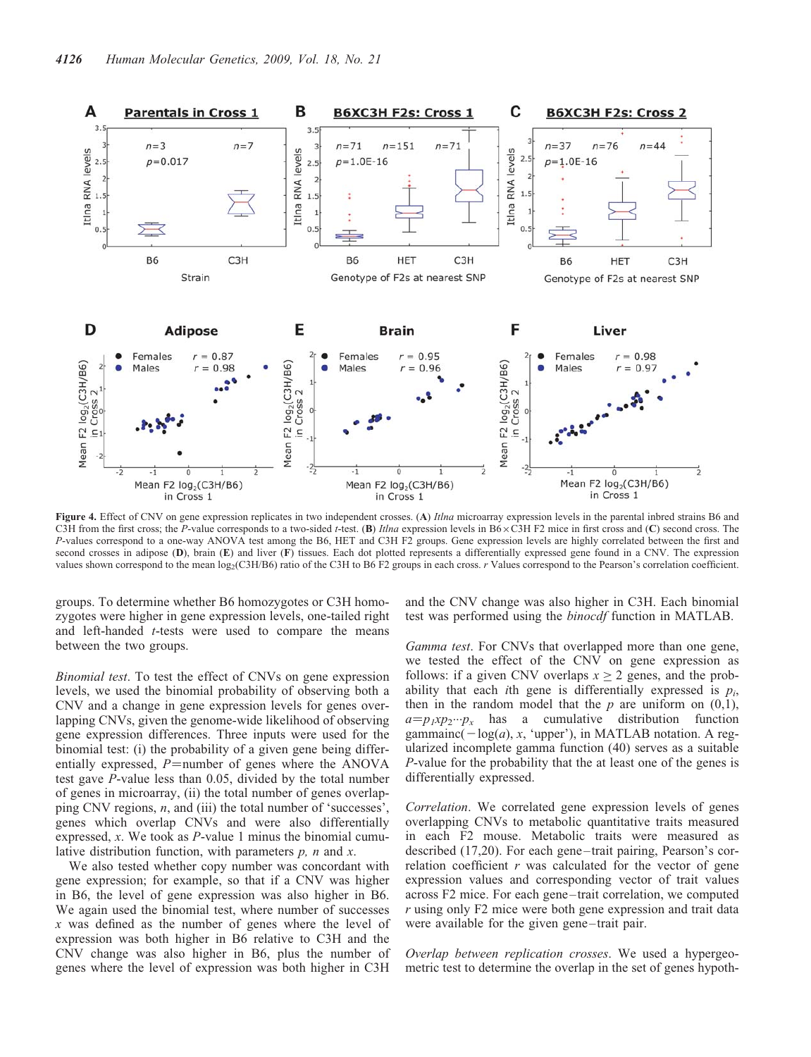**Figure 4.** Effect of CNV on gene expression replicates in two independent crosses. (**A**) *Itlna* microarray expression levels in the parental inbred strains B6 and C3H from the first cross; the *P*-value corresponds to a two-sided *t*-test. (**B**) *Itlna* expression levels in B6 × C3H F2 mice in first cross and (**C**) second cross. The *P*-values correspond to a one-way ANOVA test among the B6, HET and C3H F2 groups. Gene expression levels are highly correlated between the first and second crosses in adipose (**D**), brain (**E**) and liver (**F**) tissues. Each dot plotted represents a differentially expressed gene found in a CNV. The expression values shown correspond to the mean $\log_2$(C3H/B6) ratio of the C3H to B6 F2 groups in each cross. *r* Values correspond to the Pearson's correlation coefficient.

groups. To determine whether B6 homozygotes or C3H homozygotes were higher in gene expression levels, one-tailed right and left-handed *t*-tests were used to compare the means between the two groups.

*Binomial test*. To test the effect of CNVs on gene expression levels, we used the binomial probability of observing both a CNV and a change in gene expression levels for genes overlapping CNVs, given the genome-wide likelihood of observing gene expression differences. Three inputs were used for the binomial test: (i) the probability of a given gene being differentially expressed, $P$=number of genes where the ANOVA test gave *P*-value less than 0.05, divided by the total number of genes in microarray, (ii) the total number of genes overlapping CNV regions, $n$, and (iii) the total number of 'successes', genes which overlap CNVs and were also differentially expressed, $x$. We took as *P*-value 1 minus the binomial cumulative distribution function, with parameters $p$, $n$ and $x$.

We also tested whether copy number was concordant with gene expression; for example, so that if a CNV was higher in B6, the level of gene expression was also higher in B6. We again used the binomial test, where number of successes $x$ was defined as the number of genes where the level of expression was both higher in B6 relative to C3H and the CNV change was also higher in B6, plus the number of genes where the level of expression was both higher in C3H and the CNV change was also higher in C3H. Each binomial test was performed using the *binocdf* function in MATLAB.

*Gamma test*. For CNVs that overlapped more than one gene, we tested the effect of the CNV on gene expression as follows: if a given CNV overlaps $x \geq 2$ genes, and the probability that each $i$th gene is differentially expressed is $p_i$, then in the random model that the $p$ are uniform on (0,1), $a=p_1 x p_2 \cdots p_x$ has a cumulative distribution function gammainc($-\log(a)$, $x$, 'upper'), in MATLAB notation. A regularized incomplete gamma function (40) serves as a suitable *P*-value for the probability that the at least one of the genes is differentially expressed.

*Correlation*. We correlated gene expression levels of genes overlapping CNVs to metabolic quantitative traits measured in each F2 mouse. Metabolic traits were measured as described (17,20). For each gene–trait pairing, Pearson's correlation coefficient $r$ was calculated for the vector of gene expression values and corresponding vector of trait values across F2 mice. For each gene–trait correlation, we computed $r$ using only F2 mice were both gene expression and trait data were available for the given gene–trait pair.

*Overlap between replication crosses*. We used a hypergeometric test to determine the overlap in the set of genes hypoth-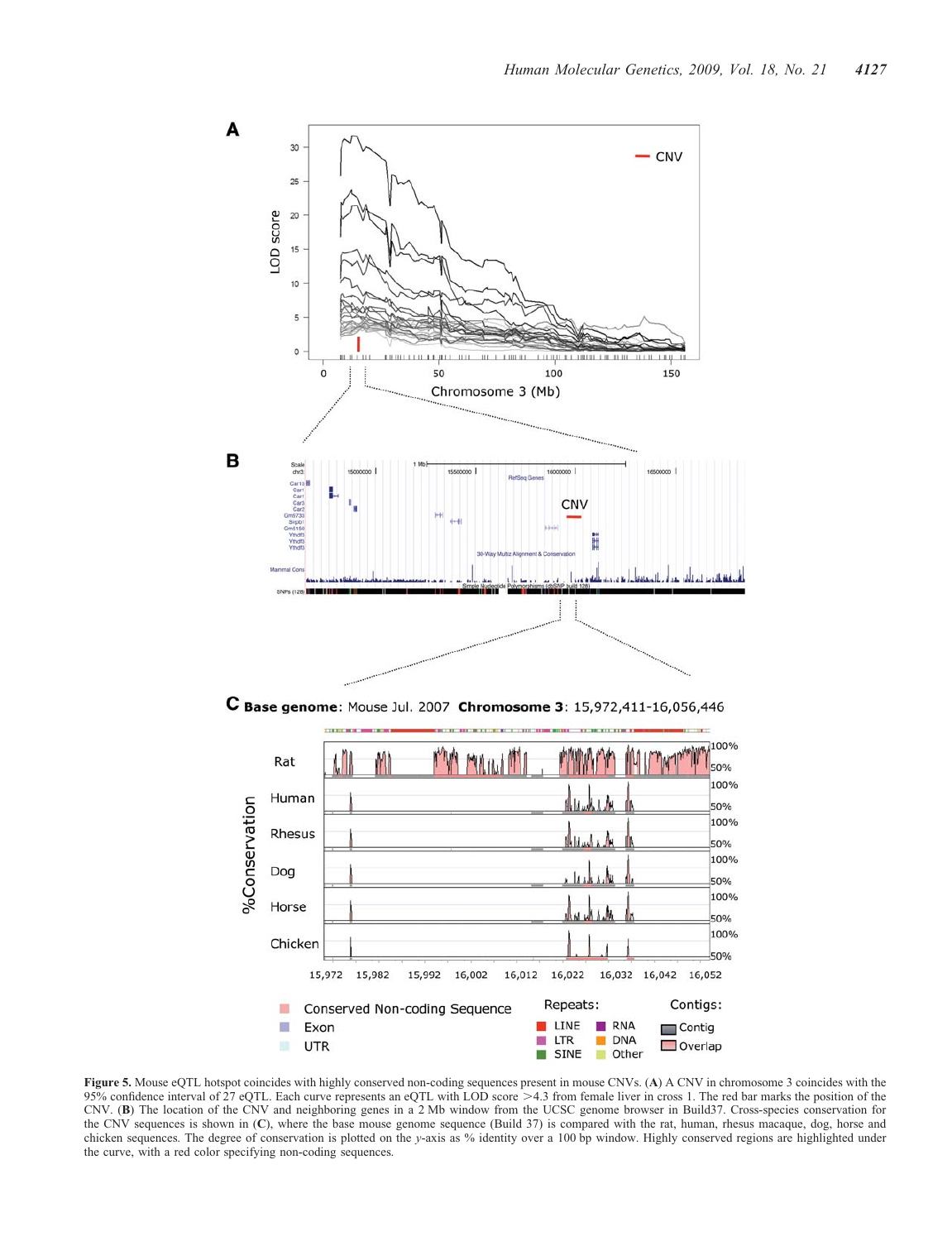**Figure 5.** Mouse eQTL hotspot coincides with highly conserved non-coding sequences present in mouse CNVs. (**A**) A CNV in chromosome 3 coincides with the 95% confidence interval of 27 eQTL. Each curve represents an eQTL with LOD score >4.3 from female liver in cross 1. The red bar marks the position of the CNV. (**B**) The location of the CNV and neighboring genes in a 2 Mb window from the UCSC genome browser in Build37. Cross-species conservation for the CNV sequences is shown in (**C**), where the base mouse genome sequence (Build 37) is compared with the rat, human, rhesus macaque, dog, horse and chicken sequences. The degree of conservation is plotted on the *y*-axis as % identity over a 100 bp window. Highly conserved regions are highlighted under the curve, with a red color specifying non-coding sequences.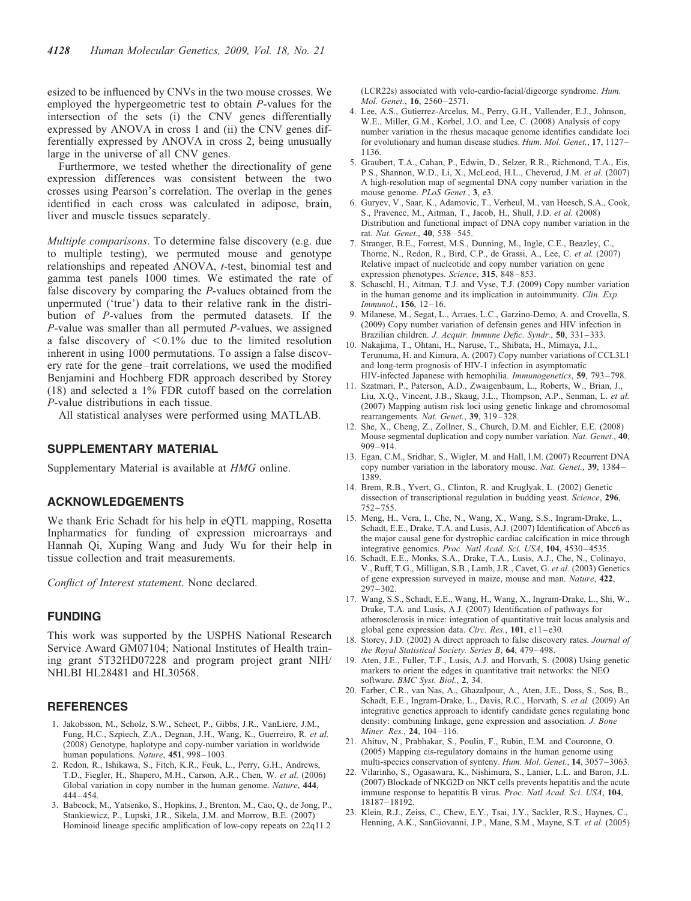esized to be influenced by CNVs in the two mouse crosses. We employed the hypergeometric test to obtain *P*-values for the intersection of the sets (i) the CNV genes differentially expressed by ANOVA in cross 1 and (ii) the CNV genes differentially expressed by ANOVA in cross 2, being unusually large in the universe of all CNV genes.

Furthermore, we tested whether the directionality of gene expression differences was consistent between the two crosses using Pearson's correlation. The overlap in the genes identified in each cross was calculated in adipose, brain, liver and muscle tissues separately.

*Multiple comparisons*. To determine false discovery (e.g. due to multiple testing), we permuted mouse and genotype relationships and repeated ANOVA, *t*-test, binomial test and gamma test panels 1000 times. We estimated the rate of false discovery by comparing the *P*-values obtained from the unpermuted ('true') data to their relative rank in the distribution of *P*-values from the permuted datasets. If the *P*-value was smaller than all permuted *P*-values, we assigned a false discovery of $<0.1\%$ due to the limited resolution inherent in using 1000 permutations. To assign a false discovery rate for the gene–trait correlations, we used the modified Benjamini and Hochberg FDR approach described by Storey (18) and selected a 1% FDR cutoff based on the correlation *P*-value distributions in each tissue.

All statistical analyses were performed using MATLAB.

## SUPPLEMENTARY MATERIAL

Supplementary Material is available at *HMG* online.

## ACKNOWLEDGEMENTS

We thank Eric Schadt for his help in eQTL mapping, Rosetta Inpharmatics for funding of expression microarrays and Hannah Qi, Xuping Wang and Judy Wu for their help in tissue collection and trait measurements.

*Conflict of Interest statement*. None declared.

## FUNDING

This work was supported by the USPHS National Research Service Award GM07104; National Institutes of Health training grant 5T32HD07228 and program project grant NIH/NHLBI HL28481 and HL30568.

## REFERENCES

1. Jakobsson, M., Scholz, S.W., Scheet, P., Gibbs, J.R., VanLiere, J.M., Fung, H.C., Szpiech, Z.A., Degnan, J.H., Wang, K., Guerreiro, R. *et al.* (2008) Genotype, haplotype and copy-number variation in worldwide human populations. *Nature*, **451**, 998–1003.
2. Redon, R., Ishikawa, S., Fitch, K.R., Feuk, L., Perry, G.H., Andrews, T.D., Fiegler, H., Shapero, M.H., Carson, A.R., Chen, W. *et al.* (2006) Global variation in copy number in the human genome. *Nature*, **444**, 444–454.
3. Babcock, M., Yatsenko, S., Hopkins, J., Brenton, M., Cao, Q., de Jong, P., Stankiewicz, P., Lupski, J.R., Sikela, J.M. and Morrow, B.E. (2007) Hominoid lineage specific amplification of low-copy repeats on 22q11.2 (LCR22s) associated with velo-cardio-facial/digeorge syndrome. *Hum. Mol. Genet.*, **16**, 2560–2571.
4. Lee, A.S., Gutierrez-Arcelus, M., Perry, G.H., Vallender, E.J., Johnson, W.E., Miller, G.M., Korbel, J.O. and Lee, C. (2008) Analysis of copy number variation in the rhesus macaque genome identifies candidate loci for evolutionary and human disease studies. *Hum. Mol. Genet.*, **17**, 1127–1136.
5. Graubert, T.A., Cahan, P., Edwin, D., Selzer, R.R., Richmond, T.A., Eis, P.S., Shannon, W.D., Li, X., McLeod, H.L., Cheverud, J.M. *et al.* (2007) A high-resolution map of segmental DNA copy number variation in the mouse genome. *PLoS Genet.*, **3**, e3.
6. Guryev, V., Saar, K., Adamovic, T., Verheul, M., van Heesch, S.A., Cook, S., Pravenec, M., Aitman, T., Jacob, H., Shull, J.D. *et al.* (2008) Distribution and functional impact of DNA copy number variation in the rat. *Nat. Genet.*, **40**, 538–545.
7. Stranger, B.E., Forrest, M.S., Dunning, M., Ingle, C.E., Beazley, C., Thorne, N., Redon, R., Bird, C.P., de Grassi, A., Lee, C. *et al.* (2007) Relative impact of nucleotide and copy number variation on gene expression phenotypes. *Science*, **315**, 848–853.
8. Schaschl, H., Aitman, T.J. and Vyse, T.J. (2009) Copy number variation in the human genome and its implication in autoimmunity. *Clin. Exp. Immunol.*, **156**, 12–16.
9. Milanese, M., Segat, L., Arraes, L.C., Garzino-Demo, A. and Crovella, S. (2009) Copy number variation of defensin genes and HIV infection in Brazilian children. *J. Acquir. Immune Defic. Syndr.*, **50**, 331–333.
10. Nakajima, T., Ohtani, H., Naruse, T., Shibata, H., Mimaya, J.I., Terunuma, H. and Kimura, A. (2007) Copy number variations of CCL3L1 and long-term prognosis of HIV-1 infection in asymptomatic HIV-infected Japanese with hemophilia. *Immunogenetics*, **59**, 793–798.
11. Szatmari, P., Paterson, A.D., Zwaigenbaum, L., Roberts, W., Brian, J., Liu, X.Q., Vincent, J.B., Skaug, J.L., Thompson, A.P., Senman, L. *et al.* (2007) Mapping autism risk loci using genetic linkage and chromosomal rearrangements. *Nat. Genet.*, **39**, 319–328.
12. She, X., Cheng, Z., Zollner, S., Church, D.M. and Eichler, E.E. (2008) Mouse segmental duplication and copy number variation. *Nat. Genet.*, **40**, 909–914.
13. Egan, C.M., Sridhar, S., Wigler, M. and Hall, I.M. (2007) Recurrent DNA copy number variation in the laboratory mouse. *Nat. Genet.*, **39**, 1384–1389.
14. Brem, R.B., Yvert, G., Clinton, R. and Kruglyak, L. (2002) Genetic dissection of transcriptional regulation in budding yeast. *Science*, **296**, 752–755.
15. Meng, H., Vera, I., Che, N., Wang, X., Wang, S.S., Ingram-Drake, L., Schadt, E.E., Drake, T.A. and Lusis, A.J. (2007) Identification of Abcc6 as the major causal gene for dystrophic cardiac calcification in mice through integrative genomics. *Proc. Natl Acad. Sci. USA*, **104**, 4530–4535.
16. Schadt, E.E., Monks, S.A., Drake, T.A., Lusis, A.J., Che, N., Colinayo, V., Ruff, T.G., Milligan, S.B., Lamb, J.R., Cavet, G. *et al.* (2003) Genetics of gene expression surveyed in maize, mouse and man. *Nature*, **422**, 297–302.
17. Wang, S.S., Schadt, E.E., Wang, H., Wang, X., Ingram-Drake, L., Shi, W., Drake, T.A. and Lusis, A.J. (2007) Identification of pathways for atherosclerosis in mice: integration of quantitative trait locus analysis and global gene expression data. *Circ. Res.*, **101**, e11–e30.
18. Storey, J.D. (2002) A direct approach to false discovery rates. *Journal of the Royal Statistical Society. Series B*, **64**, 479–498.
19. Aten, J.E., Fuller, T.F., Lusis, A.J. and Horvath, S. (2008) Using genetic markers to orient the edges in quantitative trait networks: the NEO software. *BMC Syst. Biol.*, **2**, 34.
20. Farber, C.R., van Nas, A., Ghazalpour, A., Aten, J.E., Doss, S., Sos, B., Schadt, E.E., Ingram-Drake, L., Davis, R.C., Horvath, S. *et al.* (2009) An integrative genetics approach to identify candidate genes regulating bone density: combining linkage, gene expression and association. *J. Bone Miner. Res.*, **24**, 104–116.
21. Ahituv, N., Prabhakar, S., Poulin, F., Rubin, E.M. and Couronne, O. (2005) Mapping cis-regulatory domains in the human genome using multi-species conservation of synteny. *Hum. Mol. Genet.*, **14**, 3057–3063.
22. Vilarinho, S., Ogasawara, K., Nishimura, S., Lanier, L.L. and Baron, J.L. (2007) Blockade of NKG2D on NKT cells prevents hepatitis and the acute immune response to hepatitis B virus. *Proc. Natl Acad. Sci. USA*, **104**, 18187–18192.
23. Klein, R.J., Zeiss, C., Chew, E.Y., Tsai, J.Y., Sackler, R.S., Haynes, C., Henning, A.K., SanGiovanni, J.P., Mane, S.M., Mayne, S.T. *et al.* (2005)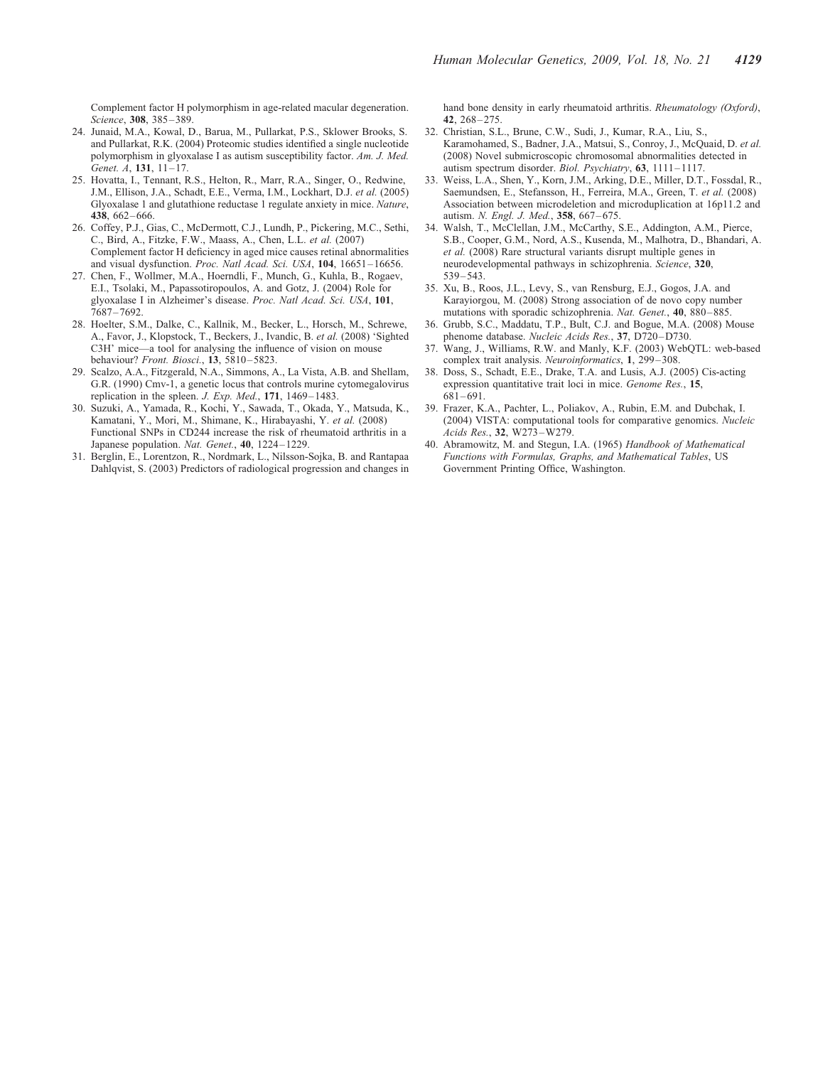Complement factor H polymorphism in age-related macular degeneration. *Science*, **308**, 385–389.

24. Junaid, M.A., Kowal, D., Barua, M., Pullarkat, P.S., Sklower Brooks, S. and Pullarkat, R.K. (2004) Proteomic studies identified a single nucleotide polymorphism in glyoxalase I as autism susceptibility factor. *Am. J. Med. Genet. A*, **131**, 11–17.
25. Hovatta, I., Tennant, R.S., Helton, R., Marr, R.A., Singer, O., Redwine, J.M., Ellison, J.A., Schadt, E.E., Verma, I.M., Lockhart, D.J. *et al.* (2005) Glyoxalase 1 and glutathione reductase 1 regulate anxiety in mice. *Nature*, **438**, 662–666.
26. Coffey, P.J., Gias, C., McDermott, C.J., Lundh, P., Pickering, M.C., Sethi, C., Bird, A., Fitzke, F.W., Maass, A., Chen, L.L. *et al.* (2007) Complement factor H deficiency in aged mice causes retinal abnormalities and visual dysfunction. *Proc. Natl Acad. Sci. USA*, **104**, 16651–16656.
27. Chen, F., Wollmer, M.A., Hoerndli, F., Munch, G., Kuhla, B., Rogaev, E.I., Tsolaki, M., Papassotiropoulos, A. and Gotz, J. (2004) Role for glyoxalase I in Alzheimer's disease. *Proc. Natl Acad. Sci. USA*, **101**, 7687–7692.
28. Hoelter, S.M., Dalke, C., Kallnik, M., Becker, L., Horsch, M., Schrewe, A., Favor, J., Klopstock, T., Beckers, J., Ivandic, B. *et al.* (2008) 'Sighted C3H' mice—a tool for analysing the influence of vision on mouse behaviour? *Front. Biosci.*, **13**, 5810–5823.
29. Scalzo, A.A., Fitzgerald, N.A., Simmons, A., La Vista, A.B. and Shellam, G.R. (1990) Cmv-1, a genetic locus that controls murine cytomegalovirus replication in the spleen. *J. Exp. Med.*, **171**, 1469–1483.
30. Suzuki, A., Yamada, R., Kochi, Y., Sawada, T., Okada, Y., Matsuda, K., Kamatani, Y., Mori, M., Shimane, K., Hirabayashi, Y. *et al.* (2008) Functional SNPs in CD244 increase the risk of rheumatoid arthritis in a Japanese population. *Nat. Genet.*, **40**, 1224–1229.
31. Berglin, E., Lorentzon, R., Nordmark, L., Nilsson-Sojka, B. and Rantapaa Dahlqvist, S. (2003) Predictors of radiological progression and changes in hand bone density in early rheumatoid arthritis. *Rheumatology (Oxford)*, **42**, 268–275.
32. Christian, S.L., Brune, C.W., Sudi, J., Kumar, R.A., Liu, S., Karamohamed, S., Badner, J.A., Matsui, S., Conroy, J., McQuaid, D. *et al.* (2008) Novel submicroscopic chromosomal abnormalities detected in autism spectrum disorder. *Biol. Psychiatry*, **63**, 1111–1117.
33. Weiss, L.A., Shen, Y., Korn, J.M., Arking, D.E., Miller, D.T., Fossdal, R., Saemundsen, E., Stefansson, H., Ferreira, M.A., Green, T. *et al.* (2008) Association between microdeletion and microduplication at 16p11.2 and autism. *N. Engl. J. Med.*, **358**, 667–675.
34. Walsh, T., McClellan, J.M., McCarthy, S.E., Addington, A.M., Pierce, S.B., Cooper, G.M., Nord, A.S., Kusenda, M., Malhotra, D., Bhandari, A. *et al.* (2008) Rare structural variants disrupt multiple genes in neurodevelopmental pathways in schizophrenia. *Science*, **320**, 539–543.
35. Xu, B., Roos, J.L., Levy, S., van Rensburg, E.J., Gogos, J.A. and Karayiorgou, M. (2008) Strong association of de novo copy number mutations with sporadic schizophrenia. *Nat. Genet.*, **40**, 880–885.
36. Grubb, S.C., Maddatu, T.P., Bult, C.J. and Bogue, M.A. (2008) Mouse phenome database. *Nucleic Acids Res.*, **37**, D720–D730.
37. Wang, J., Williams, R.W. and Manly, K.F. (2003) WebQTL: web-based complex trait analysis. *Neuroinformatics*, **1**, 299–308.
38. Doss, S., Schadt, E.E., Drake, T.A. and Lusis, A.J. (2005) Cis-acting expression quantitative trait loci in mice. *Genome Res.*, **15**, 681–691.
39. Frazer, K.A., Pachter, L., Poliakov, A., Rubin, E.M. and Dubchak, I. (2004) VISTA: computational tools for comparative genomics. *Nucleic Acids Res.*, **32**, W273–W279.
40. Abramowitz, M. and Stegun, I.A. (1965) *Handbook of Mathematical Functions with Formulas, Graphs, and Mathematical Tables*, US Government Printing Office, Washington.